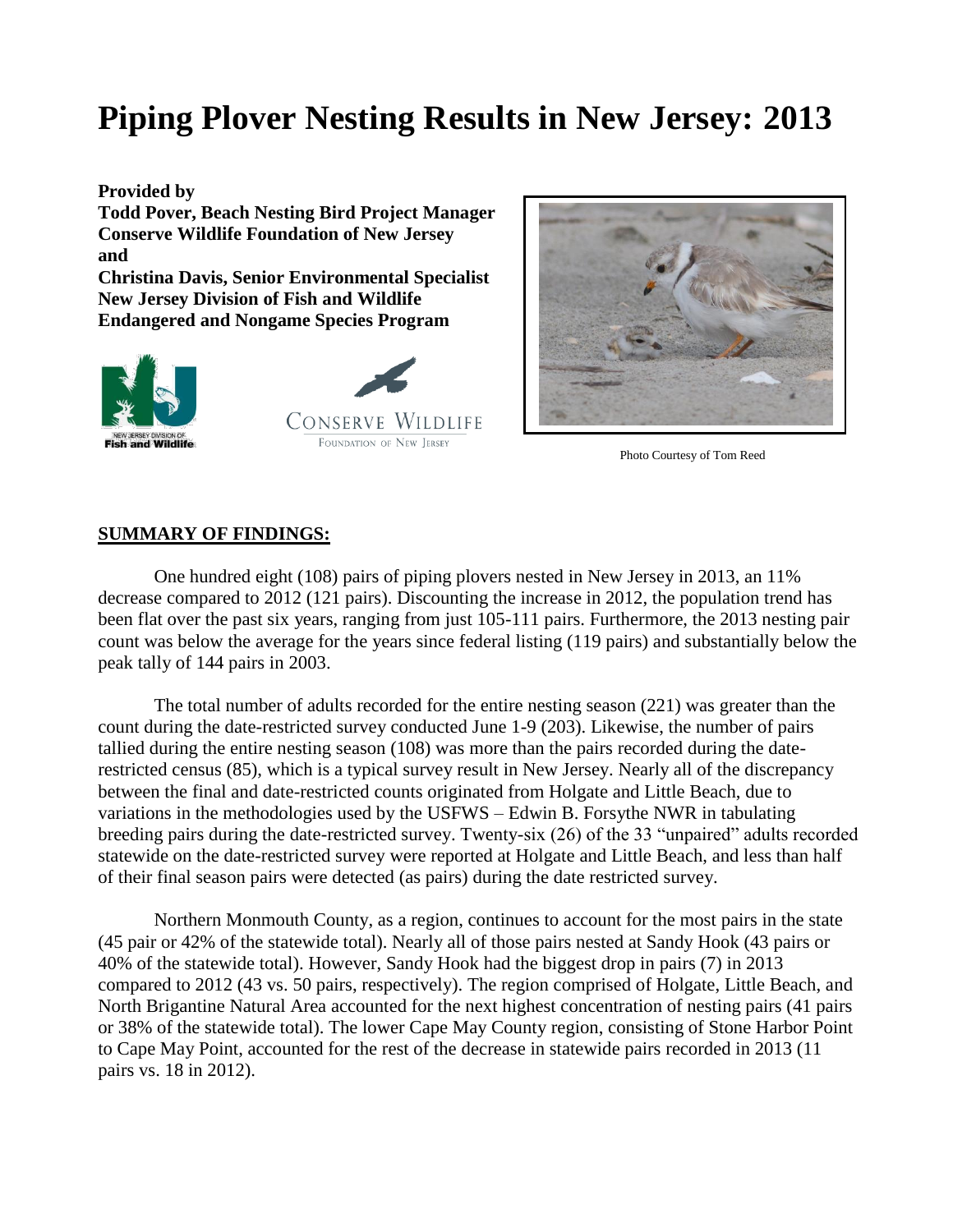# Piping Plover Nesting Results in New Jersey: 2013

**Provided by**
**Todd Pover, Beach Nesting Bird Project Manager**
**Conserve Wildlife Foundation of New Jersey**
**and**
**Christina Davis, Senior Environmental Specialist**
**New Jersey Division of Fish and Wildlife**
**Endangered and Nongame Species Program**

Photo Courtesy of Tom Reed

## SUMMARY OF FINDINGS:

One hundred eight (108) pairs of piping plovers nested in New Jersey in 2013, an 11% decrease compared to 2012 (121 pairs). Discounting the increase in 2012, the population trend has been flat over the past six years, ranging from just 105-111 pairs. Furthermore, the 2013 nesting pair count was below the average for the years since federal listing (119 pairs) and substantially below the peak tally of 144 pairs in 2003.

The total number of adults recorded for the entire nesting season (221) was greater than the count during the date-restricted survey conducted June 1-9 (203). Likewise, the number of pairs tallied during the entire nesting season (108) was more than the pairs recorded during the date-restricted census (85), which is a typical survey result in New Jersey. Nearly all of the discrepancy between the final and date-restricted counts originated from Holgate and Little Beach, due to variations in the methodologies used by the USFWS – Edwin B. Forsythe NWR in tabulating breeding pairs during the date-restricted survey. Twenty-six (26) of the 33 "unpaired" adults recorded statewide on the date-restricted survey were reported at Holgate and Little Beach, and less than half of their final season pairs were detected (as pairs) during the date restricted survey.

Northern Monmouth County, as a region, continues to account for the most pairs in the state (45 pair or 42% of the statewide total). Nearly all of those pairs nested at Sandy Hook (43 pairs or 40% of the statewide total). However, Sandy Hook had the biggest drop in pairs (7) in 2013 compared to 2012 (43 vs. 50 pairs, respectively). The region comprised of Holgate, Little Beach, and North Brigantine Natural Area accounted for the next highest concentration of nesting pairs (41 pairs or 38% of the statewide total). The lower Cape May County region, consisting of Stone Harbor Point to Cape May Point, accounted for the rest of the decrease in statewide pairs recorded in 2013 (11 pairs vs. 18 in 2012).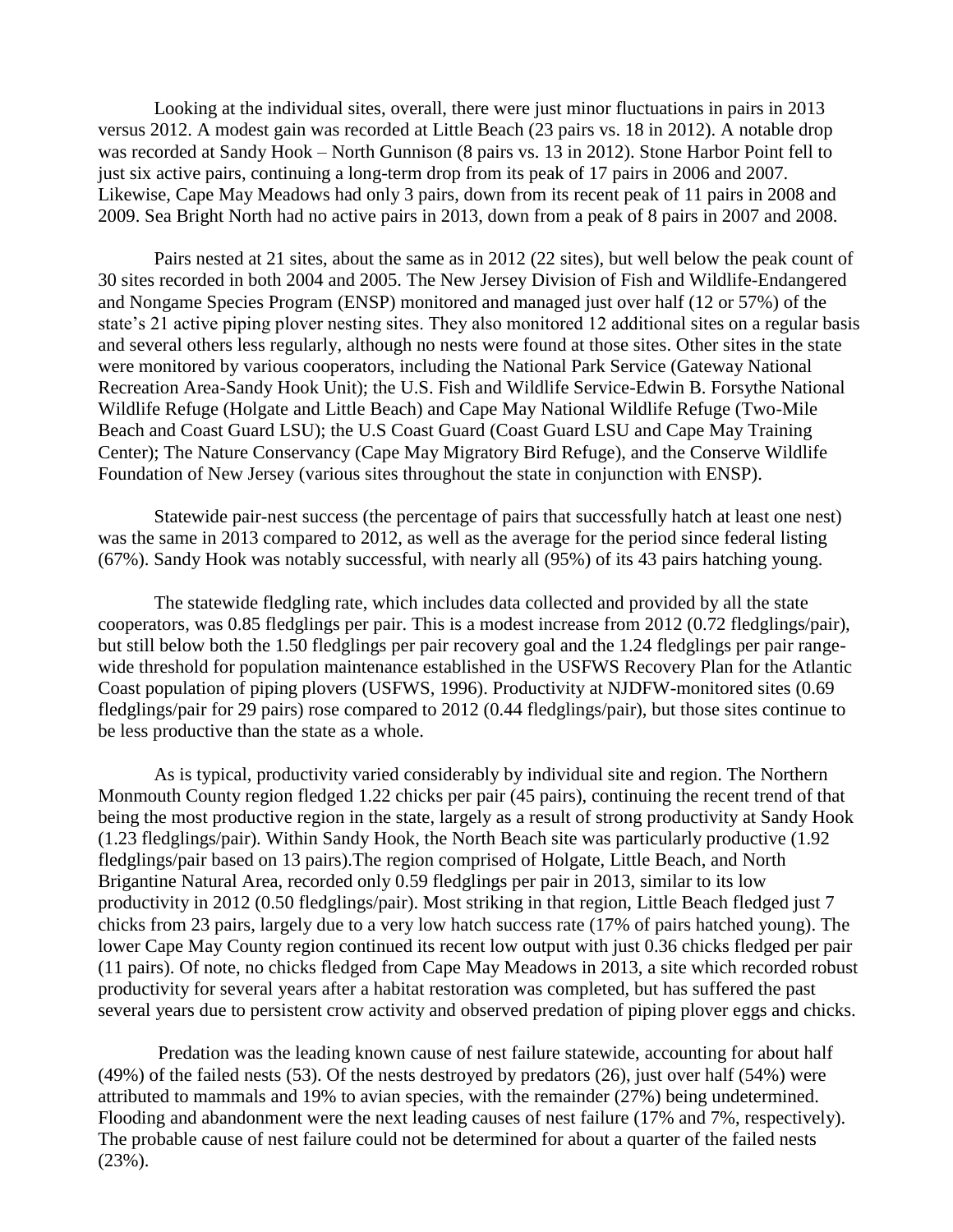Looking at the individual sites, overall, there were just minor fluctuations in pairs in 2013 versus 2012. A modest gain was recorded at Little Beach (23 pairs vs. 18 in 2012). A notable drop was recorded at Sandy Hook – North Gunnison (8 pairs vs. 13 in 2012). Stone Harbor Point fell to just six active pairs, continuing a long-term drop from its peak of 17 pairs in 2006 and 2007. Likewise, Cape May Meadows had only 3 pairs, down from its recent peak of 11 pairs in 2008 and 2009. Sea Bright North had no active pairs in 2013, down from a peak of 8 pairs in 2007 and 2008.

Pairs nested at 21 sites, about the same as in 2012 (22 sites), but well below the peak count of 30 sites recorded in both 2004 and 2005. The New Jersey Division of Fish and Wildlife-Endangered and Nongame Species Program (ENSP) monitored and managed just over half (12 or 57%) of the state's 21 active piping plover nesting sites. They also monitored 12 additional sites on a regular basis and several others less regularly, although no nests were found at those sites. Other sites in the state were monitored by various cooperators, including the National Park Service (Gateway National Recreation Area-Sandy Hook Unit); the U.S. Fish and Wildlife Service-Edwin B. Forsythe National Wildlife Refuge (Holgate and Little Beach) and Cape May National Wildlife Refuge (Two-Mile Beach and Coast Guard LSU); the U.S Coast Guard (Coast Guard LSU and Cape May Training Center); The Nature Conservancy (Cape May Migratory Bird Refuge), and the Conserve Wildlife Foundation of New Jersey (various sites throughout the state in conjunction with ENSP).

Statewide pair-nest success (the percentage of pairs that successfully hatch at least one nest) was the same in 2013 compared to 2012, as well as the average for the period since federal listing (67%). Sandy Hook was notably successful, with nearly all (95%) of its 43 pairs hatching young.

The statewide fledgling rate, which includes data collected and provided by all the state cooperators, was 0.85 fledglings per pair. This is a modest increase from 2012 (0.72 fledglings/pair), but still below both the 1.50 fledglings per pair recovery goal and the 1.24 fledglings per pair range-wide threshold for population maintenance established in the USFWS Recovery Plan for the Atlantic Coast population of piping plovers (USFWS, 1996). Productivity at NJDFW-monitored sites (0.69 fledglings/pair for 29 pairs) rose compared to 2012 (0.44 fledglings/pair), but those sites continue to be less productive than the state as a whole.

As is typical, productivity varied considerably by individual site and region. The Northern Monmouth County region fledged 1.22 chicks per pair (45 pairs), continuing the recent trend of that being the most productive region in the state, largely as a result of strong productivity at Sandy Hook (1.23 fledglings/pair). Within Sandy Hook, the North Beach site was particularly productive (1.92 fledglings/pair based on 13 pairs).The region comprised of Holgate, Little Beach, and North Brigantine Natural Area, recorded only 0.59 fledglings per pair in 2013, similar to its low productivity in 2012 (0.50 fledglings/pair). Most striking in that region, Little Beach fledged just 7 chicks from 23 pairs, largely due to a very low hatch success rate (17% of pairs hatched young). The lower Cape May County region continued its recent low output with just 0.36 chicks fledged per pair (11 pairs). Of note, no chicks fledged from Cape May Meadows in 2013, a site which recorded robust productivity for several years after a habitat restoration was completed, but has suffered the past several years due to persistent crow activity and observed predation of piping plover eggs and chicks.

Predation was the leading known cause of nest failure statewide, accounting for about half (49%) of the failed nests (53). Of the nests destroyed by predators (26), just over half (54%) were attributed to mammals and 19% to avian species, with the remainder (27%) being undetermined. Flooding and abandonment were the next leading causes of nest failure (17% and 7%, respectively). The probable cause of nest failure could not be determined for about a quarter of the failed nests (23%).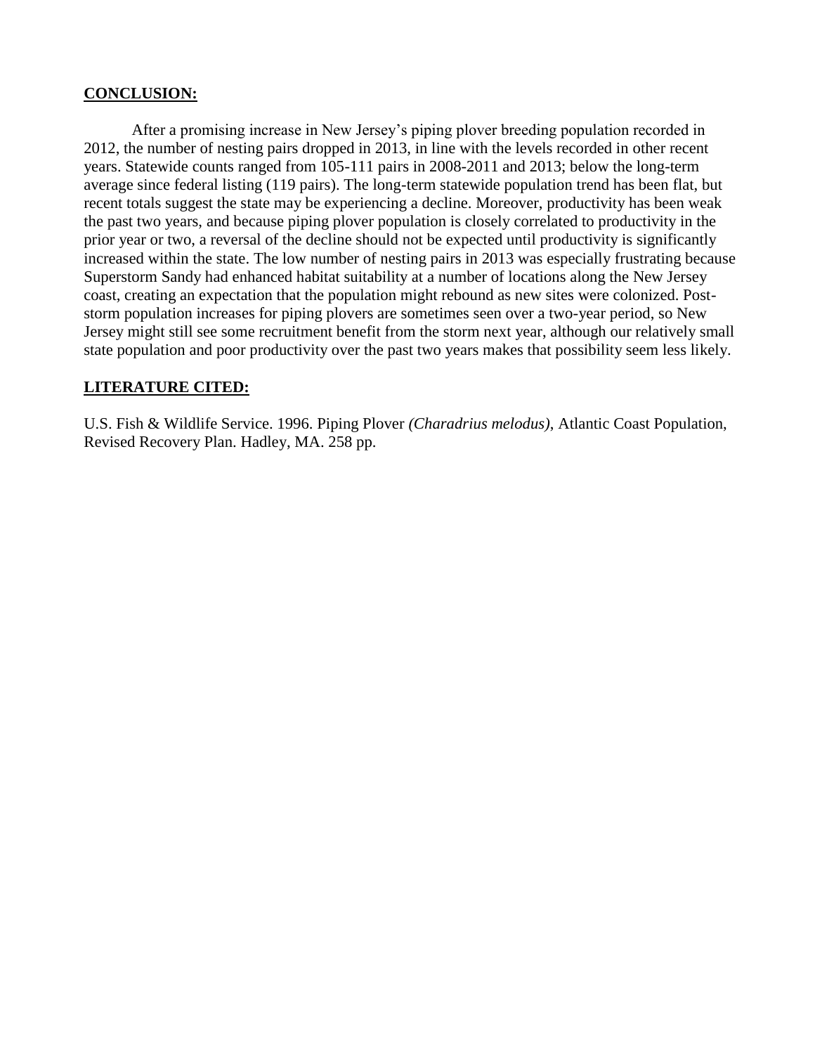## CONCLUSION:

After a promising increase in New Jersey's piping plover breeding population recorded in 2012, the number of nesting pairs dropped in 2013, in line with the levels recorded in other recent years. Statewide counts ranged from 105-111 pairs in 2008-2011 and 2013; below the long-term average since federal listing (119 pairs). The long-term statewide population trend has been flat, but recent totals suggest the state may be experiencing a decline. Moreover, productivity has been weak the past two years, and because piping plover population is closely correlated to productivity in the prior year or two, a reversal of the decline should not be expected until productivity is significantly increased within the state. The low number of nesting pairs in 2013 was especially frustrating because Superstorm Sandy had enhanced habitat suitability at a number of locations along the New Jersey coast, creating an expectation that the population might rebound as new sites were colonized. Post-storm population increases for piping plovers are sometimes seen over a two-year period, so New Jersey might still see some recruitment benefit from the storm next year, although our relatively small state population and poor productivity over the past two years makes that possibility seem less likely.

## LITERATURE CITED:

U.S. Fish & Wildlife Service. 1996. Piping Plover *(Charadrius melodus)*, Atlantic Coast Population, Revised Recovery Plan. Hadley, MA. 258 pp.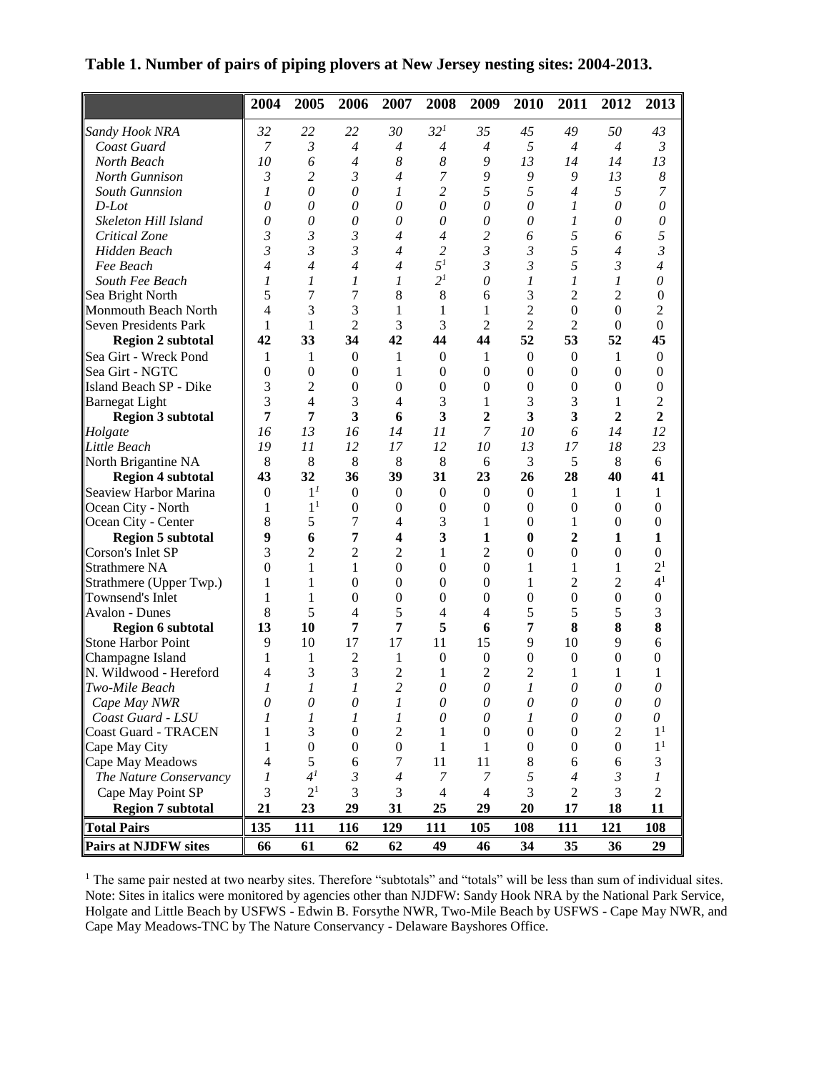**Table 1. Number of pairs of piping plovers at New Jersey nesting sites: 2004-2013.**

| | 2004 | 2005 | 2006 | 2007 | 2008 | 2009 | 2010 | 2011 | 2012 | 2013 |
|---|---|---|---|---|---|---|---|---|---|---|
| *Sandy Hook NRA* | *32* | *22* | *22* | *30* | *32*[1] | *35* | *45* | *49* | *50* | *43* |
| *Coast Guard* | *7* | *3* | *4* | *4* | *4* | *4* | *5* | *4* | *4* | *3* |
| *North Beach* | *10* | *6* | *4* | *8* | *8* | *9* | *13* | *14* | *14* | *13* |
| *North Gunnison* | *3* | *2* | *3* | *4* | *7* | *9* | *9* | *9* | *13* | *8* |
| *South Gunnsion* | *1* | *0* | *0* | *1* | *2* | *5* | *5* | *4* | *5* | *7* |
| *D-Lot* | *0* | *0* | *0* | *0* | *0* | *0* | *0* | *1* | *0* | *0* |
| *Skeleton Hill Island* | *0* | *0* | *0* | *0* | *0* | *0* | *0* | *1* | *0* | *0* |
| *Critical Zone* | *3* | *3* | *3* | *4* | *4* | *2* | *6* | *5* | *6* | *5* |
| *Hidden Beach* | *3* | *3* | *3* | *4* | *2* | *3* | *3* | *5* | *4* | *3* |
| *Fee Beach* | *4* | *4* | *4* | *4* | *5*[1] | *3* | *3* | *5* | *3* | *4* |
| *South Fee Beach* | *1* | *1* | *1* | *1* | *2*[1] | *0* | *1* | *1* | *1* | *0* |
| Sea Bright North | 5 | 7 | 7 | 8 | 8 | 6 | 3 | 2 | 2 | 0 |
| Monmouth Beach North | 4 | 3 | 3 | 1 | 1 | 1 | 2 | 0 | 0 | 2 |
| Seven Presidents Park | 1 | 1 | 2 | 3 | 3 | 2 | 2 | 2 | 0 | 0 |
| **Region 2 subtotal** | **42** | **33** | **34** | **42** | **44** | **44** | **52** | **53** | **52** | **45** |
| Sea Girt - Wreck Pond | 1 | 1 | 0 | 1 | 0 | 1 | 0 | 0 | 1 | 0 |
| Sea Girt - NGTC | 0 | 0 | 0 | 1 | 0 | 0 | 0 | 0 | 0 | 0 |
| Island Beach SP - Dike | 3 | 2 | 0 | 0 | 0 | 0 | 0 | 0 | 0 | 0 |
| Barnegat Light | 3 | 4 | 3 | 4 | 3 | 1 | 3 | 3 | 1 | 2 |
| **Region 3 subtotal** | **7** | **7** | **3** | **6** | **3** | **2** | **3** | **3** | **2** | **2** |
| *Holgate* | *16* | *13* | *16* | *14* | *11* | *7* | *10* | *6* | *14* | *12* |
| *Little Beach* | *19* | *11* | *12* | *17* | *12* | *10* | *13* | *17* | *18* | *23* |
| North Brigantine NA | 8 | 8 | 8 | 8 | 8 | 6 | 3 | 5 | 8 | 6 |
| **Region 4 subtotal** | **43** | **32** | **36** | **39** | **31** | **23** | **26** | **28** | **40** | **41** |
| Seaview Harbor Marina | 0 | 1[1] | 0 | 0 | 0 | 0 | 0 | 1 | 1 | 1 |
| Ocean City - North | 1 | 1[1] | 0 | 0 | 0 | 0 | 0 | 0 | 0 | 0 |
| Ocean City - Center | 8 | 5 | 7 | 4 | 3 | 1 | 0 | 1 | 0 | 0 |
| **Region 5 subtotal** | **9** | **6** | **7** | **4** | **3** | **1** | **0** | **2** | **1** | **1** |
| Corson's Inlet SP | 3 | 2 | 2 | 2 | 1 | 2 | 0 | 0 | 0 | 0 |
| Strathmere NA | 0 | 1 | 1 | 0 | 0 | 0 | 1 | 1 | 1 | 2[1] |
| Strathmere (Upper Twp.) | 1 | 1 | 0 | 0 | 0 | 0 | 1 | 2 | 2 | 4[1] |
| Townsend's Inlet | 1 | 1 | 0 | 0 | 0 | 0 | 0 | 0 | 0 | 0 |
| Avalon - Dunes | 8 | 5 | 4 | 5 | 4 | 4 | 5 | 5 | 5 | 3 |
| **Region 6 subtotal** | **13** | **10** | **7** | **7** | **5** | **6** | **7** | **8** | **8** | **8** |
| Stone Harbor Point | 9 | 10 | 17 | 17 | 11 | 15 | 9 | 10 | 9 | 6 |
| Champagne Island | 1 | 1 | 2 | 1 | 0 | 0 | 0 | 0 | 0 | 0 |
| N. Wildwood - Hereford | 4 | 3 | 3 | 2 | 1 | 2 | 2 | 1 | 1 | 1 |
| *Two-Mile Beach* | *1* | *1* | *1* | *2* | *0* | *0* | *1* | *0* | *0* | *0* |
| *Cape May NWR* | *0* | *0* | *0* | *1* | *0* | *0* | *0* | *0* | *0* | *0* |
| *Coast Guard - LSU* | *1* | *1* | *1* | *1* | *0* | *0* | *1* | *0* | *0* | *0* |
| Coast Guard - TRACEN | 1 | 3 | 0 | 2 | 1 | 0 | 0 | 0 | 2 | 1[1] |
| Cape May City | 1 | 0 | 0 | 0 | 1 | 1 | 0 | 0 | 0 | 1[1] |
| Cape May Meadows | 4 | 5 | 6 | 7 | 11 | 11 | 8 | 6 | 6 | 3 |
| *The Nature Conservancy* | *1* | *4*[1] | *3* | *4* | *7* | *7* | *5* | *4* | *3* | *1* |
| Cape May Point SP | 3 | 2[1] | 3 | 3 | 4 | 4 | 3 | 2 | 3 | 2 |
| **Region 7 subtotal** | **21** | **23** | **29** | **31** | **25** | **29** | **20** | **17** | **18** | **11** |
| **Total Pairs** | **135** | **111** | **116** | **129** | **111** | **105** | **108** | **111** | **121** | **108** |
| **Pairs at NJDFW sites** | **66** | **61** | **62** | **62** | **49** | **46** | **34** | **35** | **36** | **29** |

[1] The same pair nested at two nearby sites. Therefore "subtotals" and "totals" will be less than sum of individual sites.
Note: Sites in italics were monitored by agencies other than NJDFW: Sandy Hook NRA by the National Park Service, Holgate and Little Beach by USFWS - Edwin B. Forsythe NWR, Two-Mile Beach by USFWS - Cape May NWR, and Cape May Meadows-TNC by The Nature Conservancy - Delaware Bayshores Office.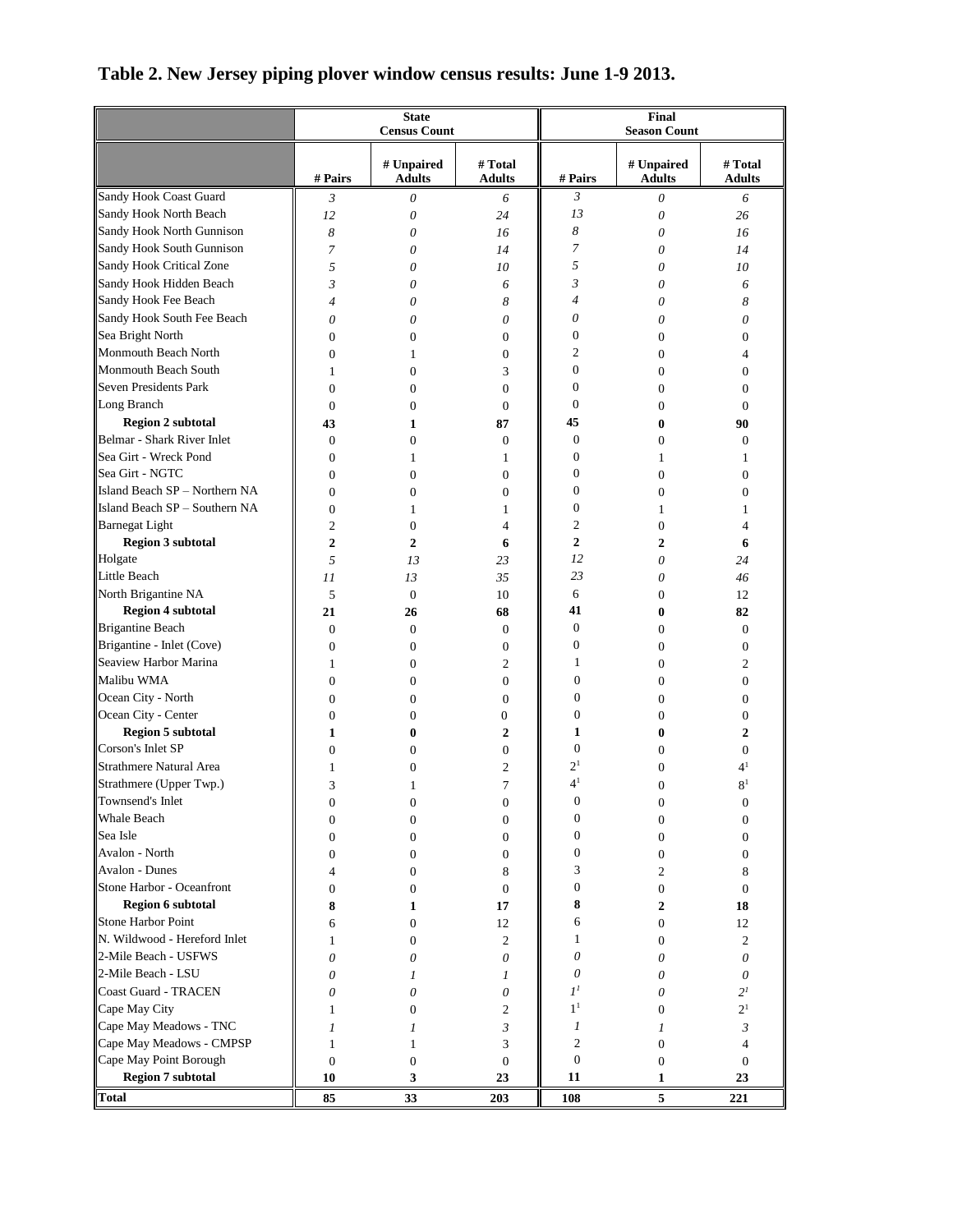# Table 2. New Jersey piping plover window census results: June 1-9 2013.

| | State Census Count | | | Final Season Count | | |
|---|---|---|---|---|---|---|
| | # Pairs | # Unpaired Adults | # Total Adults | # Pairs | # Unpaired Adults | # Total Adults |
| Sandy Hook Coast Guard | *3* | *0* | *6* | *3* | *0* | *6* |
| Sandy Hook North Beach | *12* | *0* | *24* | *13* | *0* | *26* |
| Sandy Hook North Gunnison | *8* | *0* | *16* | *8* | *0* | *16* |
| Sandy Hook South Gunnison | *7* | *0* | *14* | *7* | *0* | *14* |
| Sandy Hook Critical Zone | *5* | *0* | *10* | *5* | *0* | *10* |
| Sandy Hook Hidden Beach | *3* | *0* | *6* | *3* | *0* | *6* |
| Sandy Hook Fee Beach | *4* | *0* | *8* | *4* | *0* | *8* |
| Sandy Hook South Fee Beach | *0* | *0* | *0* | *0* | *0* | *0* |
| Sea Bright North | 0 | 0 | 0 | 0 | 0 | 0 |
| Monmouth Beach North | 0 | 1 | 0 | 2 | 0 | 4 |
| Monmouth Beach South | 1 | 0 | 3 | 0 | 0 | 0 |
| Seven Presidents Park | 0 | 0 | 0 | 0 | 0 | 0 |
| Long Branch | 0 | 0 | 0 | 0 | 0 | 0 |
| **Region 2 subtotal** | **43** | **1** | **87** | **45** | **0** | **90** |
| Belmar - Shark River Inlet | 0 | 0 | 0 | 0 | 0 | 0 |
| Sea Girt - Wreck Pond | 0 | 1 | 1 | 0 | 1 | 1 |
| Sea Girt - NGTC | 0 | 0 | 0 | 0 | 0 | 0 |
| Island Beach SP – Northern NA | 0 | 0 | 0 | 0 | 0 | 0 |
| Island Beach SP – Southern NA | 0 | 1 | 1 | 0 | 1 | 1 |
| Barnegat Light | 2 | 0 | 4 | 2 | 0 | 4 |
| **Region 3 subtotal** | **2** | **2** | **6** | **2** | **2** | **6** |
| Holgate | *5* | *13* | *23* | *12* | *0* | *24* |
| Little Beach | *11* | *13* | *35* | *23* | *0* | *46* |
| North Brigantine NA | 5 | 0 | 10 | 6 | 0 | 12 |
| **Region 4 subtotal** | **21** | **26** | **68** | **41** | **0** | **82** |
| Brigantine Beach | 0 | 0 | 0 | 0 | 0 | 0 |
| Brigantine - Inlet (Cove) | 0 | 0 | 0 | 0 | 0 | 0 |
| Seaview Harbor Marina | 1 | 0 | 2 | 1 | 0 | 2 |
| Malibu WMA | 0 | 0 | 0 | 0 | 0 | 0 |
| Ocean City - North | 0 | 0 | 0 | 0 | 0 | 0 |
| Ocean City - Center | 0 | 0 | 0 | 0 | 0 | 0 |
| **Region 5 subtotal** | **1** | **0** | **2** | **1** | **0** | **2** |
| Corson's Inlet SP | 0 | 0 | 0 | 0 | 0 | 0 |
| Strathmere Natural Area | 1 | 0 | 2 | 2[1] | 0 | 4[1] |
| Strathmere (Upper Twp.) | 3 | 1 | 7 | 4[1] | 0 | 8[1] |
| Townsend's Inlet | 0 | 0 | 0 | 0 | 0 | 0 |
| Whale Beach | 0 | 0 | 0 | 0 | 0 | 0 |
| Sea Isle | 0 | 0 | 0 | 0 | 0 | 0 |
| Avalon - North | 0 | 0 | 0 | 0 | 0 | 0 |
| Avalon - Dunes | 4 | 0 | 8 | 3 | 2 | 8 |
| Stone Harbor - Oceanfront | 0 | 0 | 0 | 0 | 0 | 0 |
| **Region 6 subtotal** | **8** | **1** | **17** | **8** | **2** | **18** |
| Stone Harbor Point | 6 | 0 | 12 | 6 | 0 | 12 |
| N. Wildwood - Hereford Inlet | 1 | 0 | 2 | 1 | 0 | 2 |
| 2-Mile Beach - USFWS | *0* | *0* | *0* | *0* | *0* | *0* |
| 2-Mile Beach - LSU | *0* | *1* | *1* | *0* | *0* | *0* |
| Coast Guard - TRACEN | *0* | *0* | *0* | *1*[1] | *0* | *2*[1] |
| Cape May City | 1 | 0 | 2 | 1[1] | 0 | 2[1] |
| Cape May Meadows - TNC | *1* | *1* | *3* | *1* | *1* | *3* |
| Cape May Meadows - CMPSP | 1 | 1 | 3 | 2 | 0 | 4 |
| Cape May Point Borough | 0 | 0 | 0 | 0 | 0 | 0 |
| **Region 7 subtotal** | **10** | **3** | **23** | **11** | **1** | **23** |
| **Total** | **85** | **33** | **203** | **108** | **5** | **221** |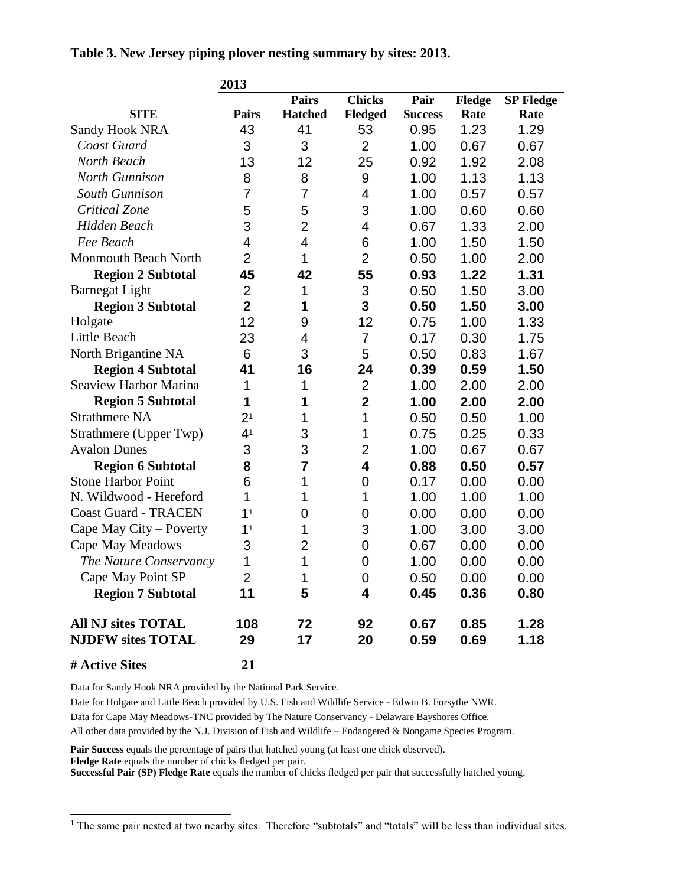**Table 3. New Jersey piping plover nesting summary by sites: 2013.**

| | 2013 | | | | | |
|---|---|---|---|---|---|---|
| **SITE** | **Pairs** | **Pairs Hatched** | **Chicks Fledged** | **Pair Success** | **Fledge Rate** | **SP Fledge Rate** |
| Sandy Hook NRA | 43 | 41 | 53 | 0.95 | 1.23 | 1.29 |
| *Coast Guard* | 3 | 3 | 2 | 1.00 | 0.67 | 0.67 |
| *North Beach* | 13 | 12 | 25 | 0.92 | 1.92 | 2.08 |
| *North Gunnison* | 8 | 8 | 9 | 1.00 | 1.13 | 1.13 |
| *South Gunnison* | 7 | 7 | 4 | 1.00 | 0.57 | 0.57 |
| *Critical Zone* | 5 | 5 | 3 | 1.00 | 0.60 | 0.60 |
| *Hidden Beach* | 3 | 2 | 4 | 0.67 | 1.33 | 2.00 |
| *Fee Beach* | 4 | 4 | 6 | 1.00 | 1.50 | 1.50 |
| Monmouth Beach North | 2 | 1 | 2 | 0.50 | 1.00 | 2.00 |
| **Region 2 Subtotal** | **45** | **42** | **55** | **0.93** | **1.22** | **1.31** |
| Barnegat Light | 2 | 1 | 3 | 0.50 | 1.50 | 3.00 |
| **Region 3 Subtotal** | **2** | **1** | **3** | **0.50** | **1.50** | **3.00** |
| Holgate | 12 | 9 | 12 | 0.75 | 1.00 | 1.33 |
| Little Beach | 23 | 4 | 7 | 0.17 | 0.30 | 1.75 |
| North Brigantine NA | 6 | 3 | 5 | 0.50 | 0.83 | 1.67 |
| **Region 4 Subtotal** | **41** | **16** | **24** | **0.39** | **0.59** | **1.50** |
| Seaview Harbor Marina | 1 | 1 | 2 | 1.00 | 2.00 | 2.00 |
| **Region 5 Subtotal** | **1** | **1** | **2** | **1.00** | **2.00** | **2.00** |
| Strathmere NA | 2[1] | 1 | 1 | 0.50 | 0.50 | 1.00 |
| Strathmere (Upper Twp) | 4[1] | 3 | 1 | 0.75 | 0.25 | 0.33 |
| Avalon Dunes | 3 | 3 | 2 | 1.00 | 0.67 | 0.67 |
| **Region 6 Subtotal** | **8** | **7** | **4** | **0.88** | **0.50** | **0.57** |
| Stone Harbor Point | 6 | 1 | 0 | 0.17 | 0.00 | 0.00 |
| N. Wildwood - Hereford | 1 | 1 | 1 | 1.00 | 1.00 | 1.00 |
| Coast Guard - TRACEN | 1[1] | 0 | 0 | 0.00 | 0.00 | 0.00 |
| Cape May City – Poverty | 1[1] | 1 | 3 | 1.00 | 3.00 | 3.00 |
| Cape May Meadows | 3 | 2 | 0 | 0.67 | 0.00 | 0.00 |
| *The Nature Conservancy* | 1 | 1 | 0 | 1.00 | 0.00 | 0.00 |
| Cape May Point SP | 2 | 1 | 0 | 0.50 | 0.00 | 0.00 |
| **Region 7 Subtotal** | **11** | **5** | **4** | **0.45** | **0.36** | **0.80** |
| **All NJ sites TOTAL** | **108** | **72** | **92** | **0.67** | **0.85** | **1.28** |
| **NJDFW sites TOTAL** | **29** | **17** | **20** | **0.59** | **0.69** | **1.18** |
| **# Active Sites** | **21** | | | | | |

Data for Sandy Hook NRA provided by the National Park Service.

Date for Holgate and Little Beach provided by U.S. Fish and Wildlife Service - Edwin B. Forsythe NWR.

Data for Cape May Meadows-TNC provided by The Nature Conservancy - Delaware Bayshores Office.

All other data provided by the N.J. Division of Fish and Wildlife – Endangered & Nongame Species Program.

**Pair Success** equals the percentage of pairs that hatched young (at least one chick observed).
**Fledge Rate** equals the number of chicks fledged per pair.
**Successful Pair (SP) Fledge Rate** equals the number of chicks fledged per pair that successfully hatched young.

[1] The same pair nested at two nearby sites. Therefore "subtotals" and "totals" will be less than individual sites.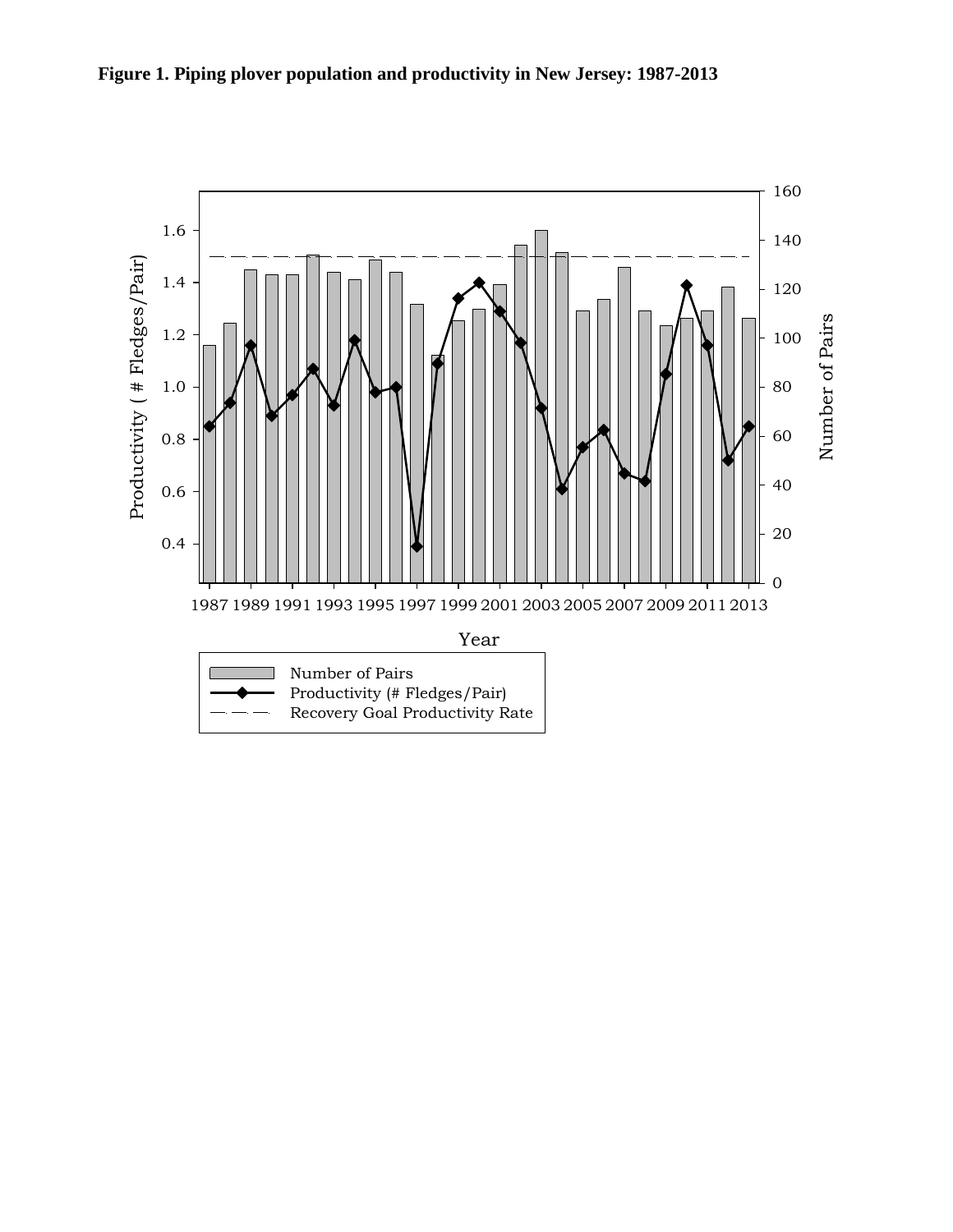**Figure 1. Piping plover population and productivity in New Jersey: 1987-2013**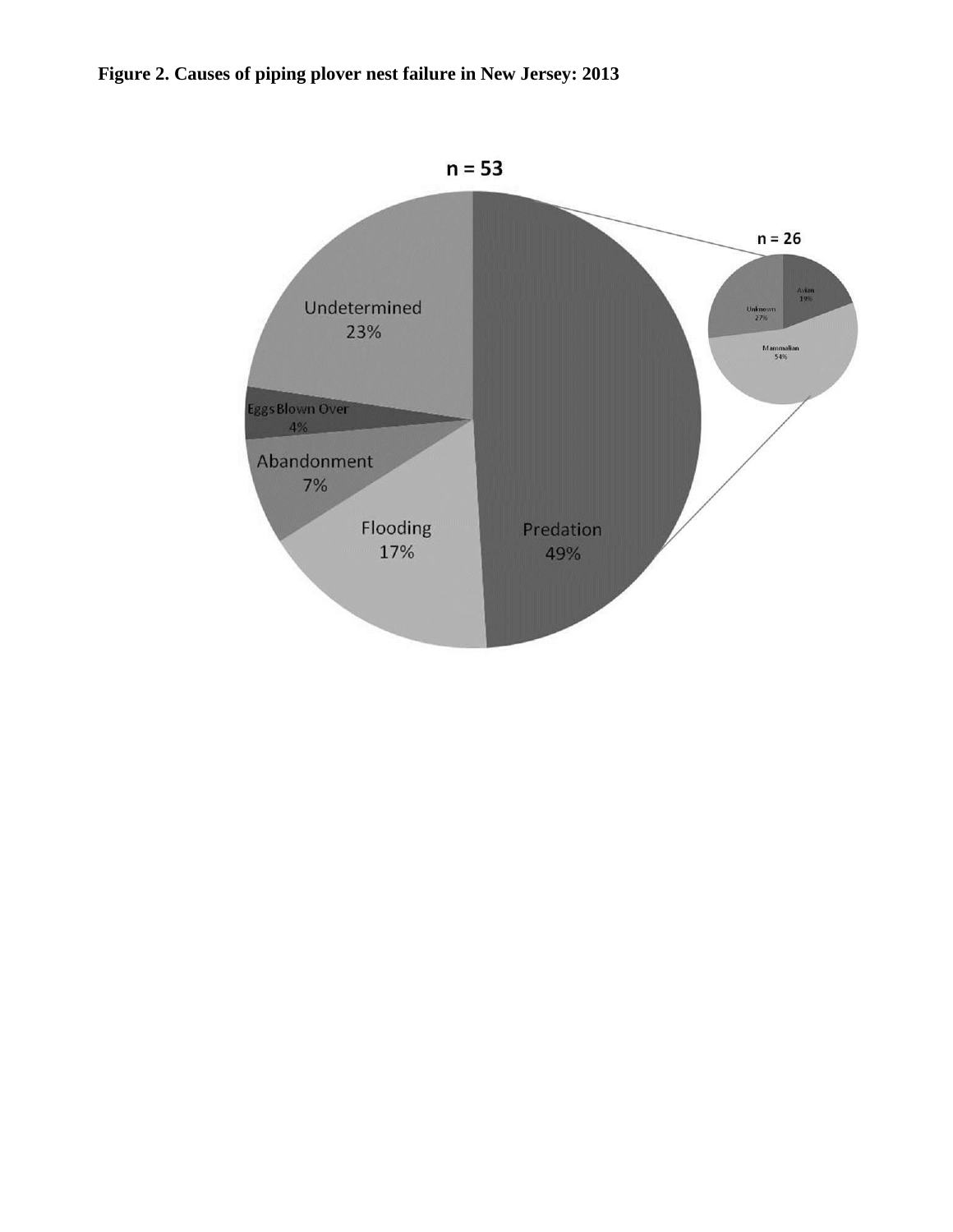**Figure 2. Causes of piping plover nest failure in New Jersey: 2013**

n = 53

Undetermined 23%

Eggs Blown Over 4%

Abandonment 7%

Flooding 17%

Predation 49%

n = 26

Avian 19%

Unknown 27%

Mammalian 54%